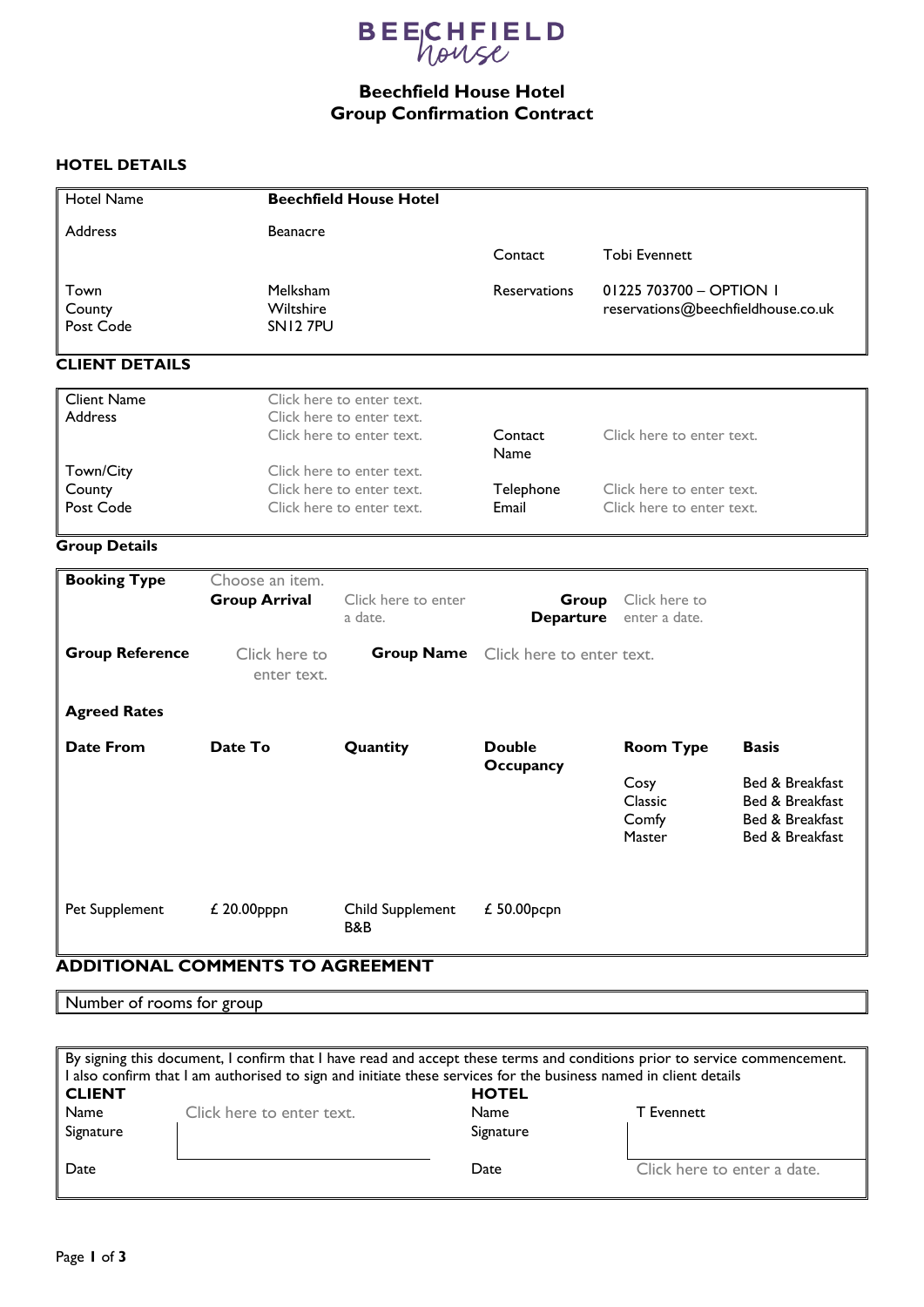# Beechfield House Hotel
# Group Confirmation Contract

## HOTEL DETAILS

| | | | |
|---|---|---|---|
| Hotel Name | **Beechfield House Hotel** | | |
| Address | Beanacre | Contact | Tobi Evennett |
| Town | Melksham | Reservations | 01225 703700 – OPTION 1 |
| County | Wiltshire | | reservations@beechfieldhouse.co.uk |
| Post Code | SN12 7PU | | |

## CLIENT DETAILS

| | | | |
|---|---|---|---|
| Client Name | Click here to enter text. | | |
| Address | Click here to enter text. | | |
| | Click here to enter text. | Contact Name | Click here to enter text. |
| Town/City | Click here to enter text. | | |
| County | Click here to enter text. | Telephone | Click here to enter text. |
| Post Code | Click here to enter text. | Email | Click here to enter text. |

## Group Details

| | | | | | |
|---|---|---|---|---|---|
| **Booking Type** | Choose an item. | | | | |
| | **Group Arrival** | Click here to enter a date. | **Group Departure** | Click here to enter a date. | |
| **Group Reference** | Click here to enter text. | **Group Name** | Click here to enter text. | | |
| **Agreed Rates** | | | | | |
| **Date From** | **Date To** | **Quantity** | **Double Occupancy** | **Room Type** | **Basis** |
| | | | | Cosy | Bed & Breakfast |
| | | | | Classic | Bed & Breakfast |
| | | | | Comfy | Bed & Breakfast |
| | | | | Master | Bed & Breakfast |
| Pet Supplement | £ 20.00pppn | Child Supplement B&B | £ 50.00pcpn | | |

## ADDITIONAL COMMENTS TO AGREEMENT

Number of rooms for group

By signing this document, I confirm that I have read and accept these terms and conditions prior to service commencement. I also confirm that I am authorised to sign and initiate these services for the business named in client details

| **CLIENT** | | **HOTEL** | |
|---|---|---|---|
| Name | Click here to enter text. | Name | T Evennett |
| Signature | | Signature | |
| Date | | Date | Click here to enter a date. |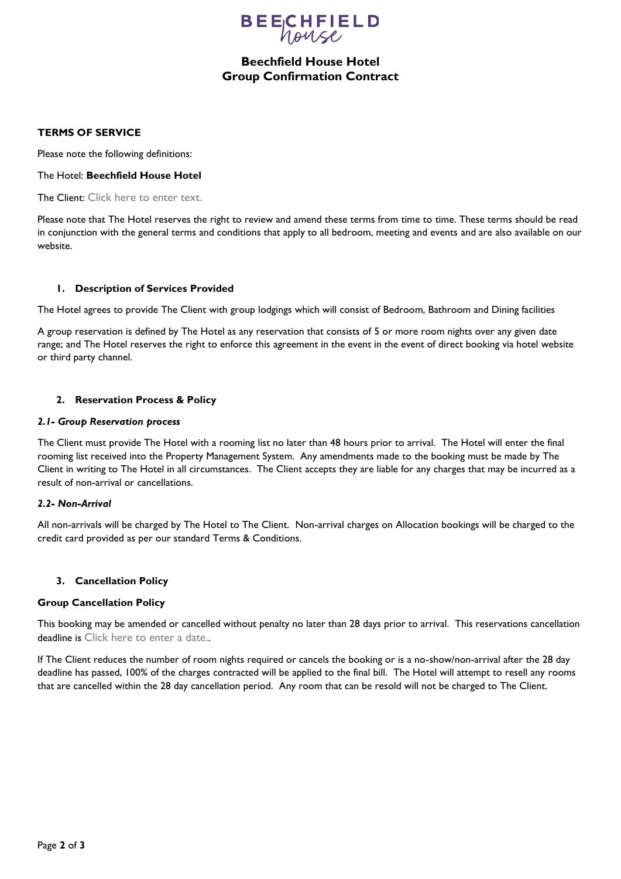# Beechfield House Hotel
# Group Confirmation Contract

**TERMS OF SERVICE**

Please note the following definitions:

The Hotel: **Beechfield House Hotel**

The Client: Click here to enter text.

Please note that The Hotel reserves the right to review and amend these terms from time to time. These terms should be read in conjunction with the general terms and conditions that apply to all bedroom, meeting and events and are also available on our website.

## 1. Description of Services Provided

The Hotel agrees to provide The Client with group lodgings which will consist of Bedroom, Bathroom and Dining facilities

A group reservation is defined by The Hotel as any reservation that consists of 5 or more room nights over any given date range; and The Hotel reserves the right to enforce this agreement in the event in the event of direct booking via hotel website or third party channel.

## 2. Reservation Process & Policy

### *2.1- Group Reservation process*

The Client must provide The Hotel with a rooming list no later than 48 hours prior to arrival. The Hotel will enter the final rooming list received into the Property Management System. Any amendments made to the booking must be made by The Client in writing to The Hotel in all circumstances. The Client accepts they are liable for any charges that may be incurred as a result of non-arrival or cancellations.

### *2.2- Non-Arrival*

All non-arrivals will be charged by The Hotel to The Client. Non-arrival charges on Allocation bookings will be charged to the credit card provided as per our standard Terms & Conditions.

## 3. Cancellation Policy

**Group Cancellation Policy**

This booking may be amended or cancelled without penalty no later than 28 days prior to arrival. This reservations cancellation deadline is Click here to enter a date..

If The Client reduces the number of room nights required or cancels the booking or is a no-show/non-arrival after the 28 day deadline has passed, 100% of the charges contracted will be applied to the final bill. The Hotel will attempt to resell any rooms that are cancelled within the 28 day cancellation period. Any room that can be resold will not be charged to The Client.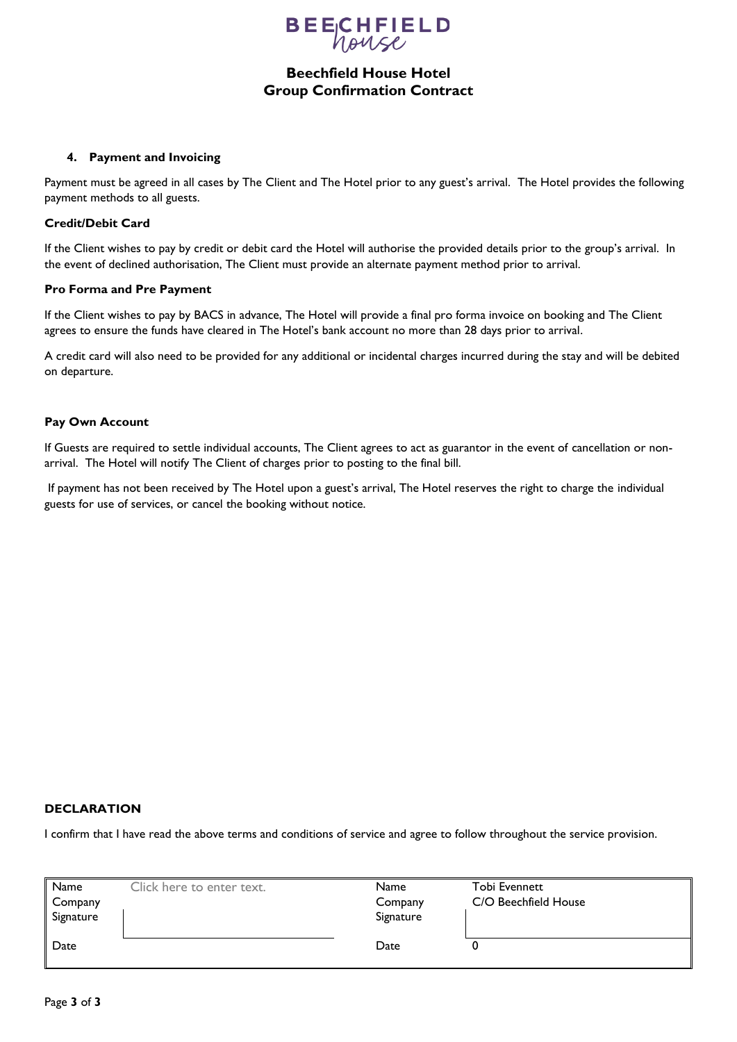# Beechfield House Hotel
# Group Confirmation Contract

### 4. Payment and Invoicing

Payment must be agreed in all cases by The Client and The Hotel prior to any guest's arrival. The Hotel provides the following payment methods to all guests.

**Credit/Debit Card**

If the Client wishes to pay by credit or debit card the Hotel will authorise the provided details prior to the group's arrival. In the event of declined authorisation, The Client must provide an alternate payment method prior to arrival.

**Pro Forma and Pre Payment**

If the Client wishes to pay by BACS in advance, The Hotel will provide a final pro forma invoice on booking and The Client agrees to ensure the funds have cleared in The Hotel's bank account no more than 28 days prior to arrival.

A credit card will also need to be provided for any additional or incidental charges incurred during the stay and will be debited on departure.

**Pay Own Account**

If Guests are required to settle individual accounts, The Client agrees to act as guarantor in the event of cancellation or non-arrival. The Hotel will notify The Client of charges prior to posting to the final bill.

If payment has not been received by The Hotel upon a guest's arrival, The Hotel reserves the right to charge the individual guests for use of services, or cancel the booking without notice.

**DECLARATION**

I confirm that I have read the above terms and conditions of service and agree to follow throughout the service provision.

| | | | |
|---|---|---|---|
| Name | Click here to enter text. | Name | Tobi Evennett |
| Company | | Company | C/O Beechfield House |
| Signature | | Signature | |
| Date | | Date | 0 |